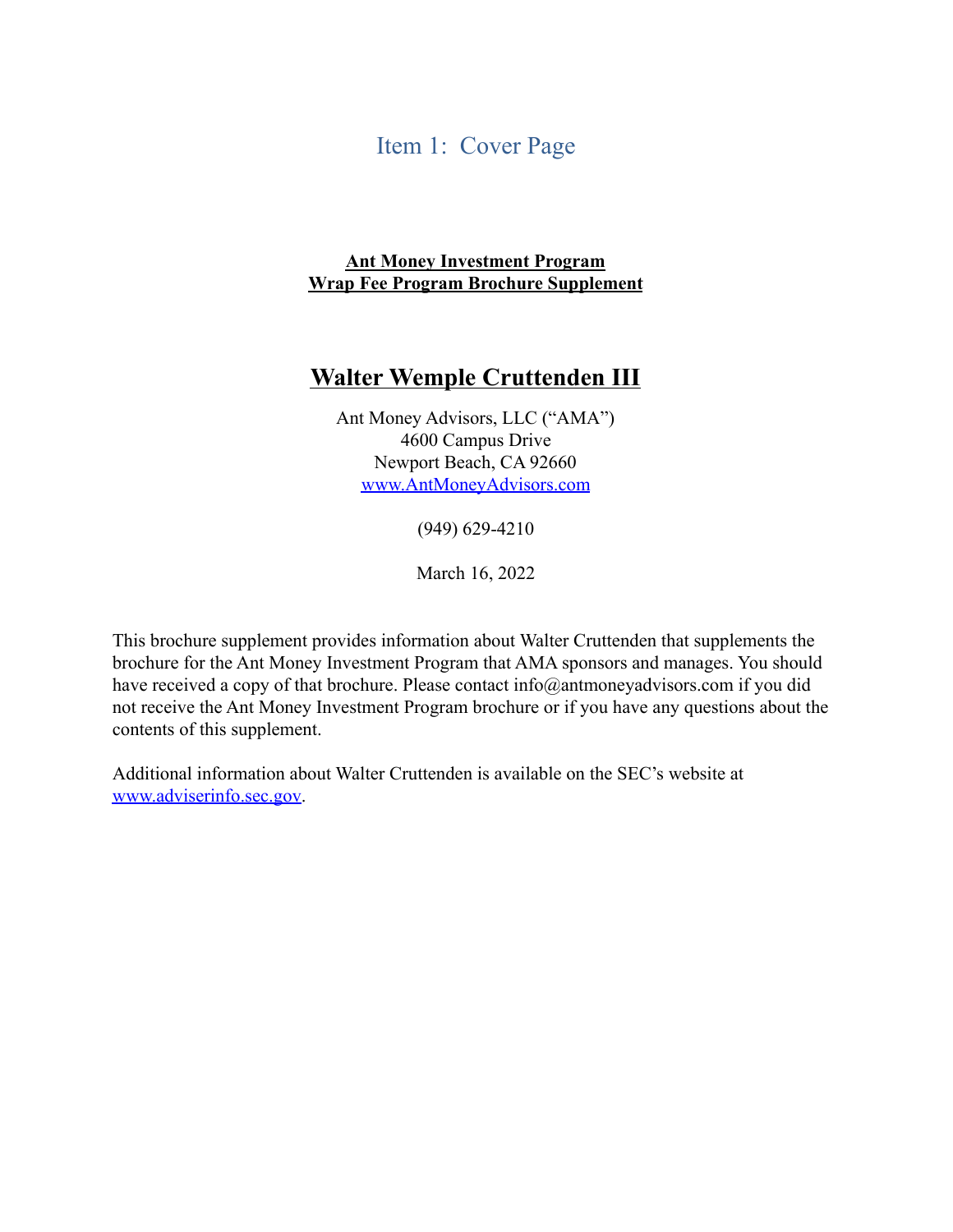# Item 1: Cover Page

**Ant Money Investment Program**
**Wrap Fee Program Brochure Supplement**

## Walter Wemple Cruttenden III

Ant Money Advisors, LLC ("AMA")
4600 Campus Drive
Newport Beach, CA 92660
www.AntMoneyAdvisors.com

(949) 629-4210

March 16, 2022

This brochure supplement provides information about Walter Cruttenden that supplements the brochure for the Ant Money Investment Program that AMA sponsors and manages. You should have received a copy of that brochure. Please contact info@antmoneyadvisors.com if you did not receive the Ant Money Investment Program brochure or if you have any questions about the contents of this supplement.

Additional information about Walter Cruttenden is available on the SEC's website at www.adviserinfo.sec.gov.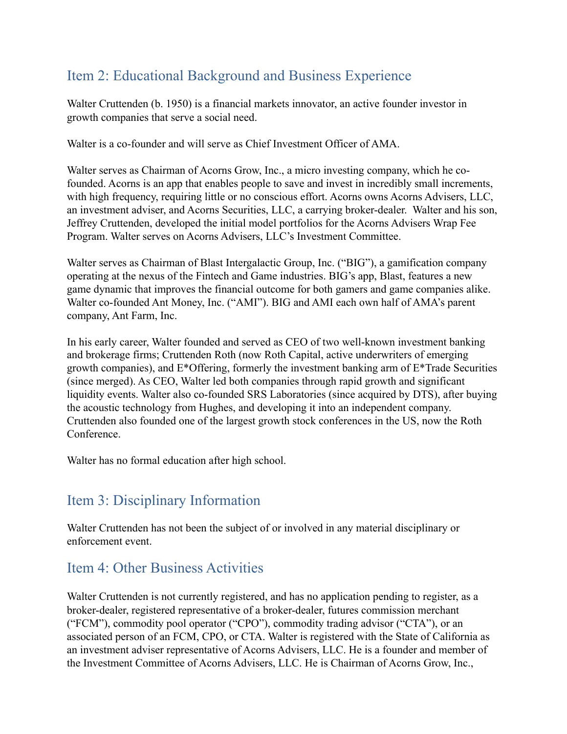## Item 2: Educational Background and Business Experience

Walter Cruttenden (b. 1950) is a financial markets innovator, an active founder investor in growth companies that serve a social need.

Walter is a co-founder and will serve as Chief Investment Officer of AMA.

Walter serves as Chairman of Acorns Grow, Inc., a micro investing company, which he co-founded. Acorns is an app that enables people to save and invest in incredibly small increments, with high frequency, requiring little or no conscious effort. Acorns owns Acorns Advisers, LLC, an investment adviser, and Acorns Securities, LLC, a carrying broker-dealer. Walter and his son, Jeffrey Cruttenden, developed the initial model portfolios for the Acorns Advisers Wrap Fee Program. Walter serves on Acorns Advisers, LLC's Investment Committee.

Walter serves as Chairman of Blast Intergalactic Group, Inc. ("BIG"), a gamification company operating at the nexus of the Fintech and Game industries. BIG's app, Blast, features a new game dynamic that improves the financial outcome for both gamers and game companies alike. Walter co-founded Ant Money, Inc. ("AMI"). BIG and AMI each own half of AMA's parent company, Ant Farm, Inc.

In his early career, Walter founded and served as CEO of two well-known investment banking and brokerage firms; Cruttenden Roth (now Roth Capital, active underwriters of emerging growth companies), and E*Offering, formerly the investment banking arm of E*Trade Securities (since merged). As CEO, Walter led both companies through rapid growth and significant liquidity events. Walter also co-founded SRS Laboratories (since acquired by DTS), after buying the acoustic technology from Hughes, and developing it into an independent company. Cruttenden also founded one of the largest growth stock conferences in the US, now the Roth Conference.

Walter has no formal education after high school.

## Item 3: Disciplinary Information

Walter Cruttenden has not been the subject of or involved in any material disciplinary or enforcement event.

## Item 4: Other Business Activities

Walter Cruttenden is not currently registered, and has no application pending to register, as a broker-dealer, registered representative of a broker-dealer, futures commission merchant ("FCM"), commodity pool operator ("CPO"), commodity trading advisor ("CTA"), or an associated person of an FCM, CPO, or CTA. Walter is registered with the State of California as an investment adviser representative of Acorns Advisers, LLC. He is a founder and member of the Investment Committee of Acorns Advisers, LLC. He is Chairman of Acorns Grow, Inc.,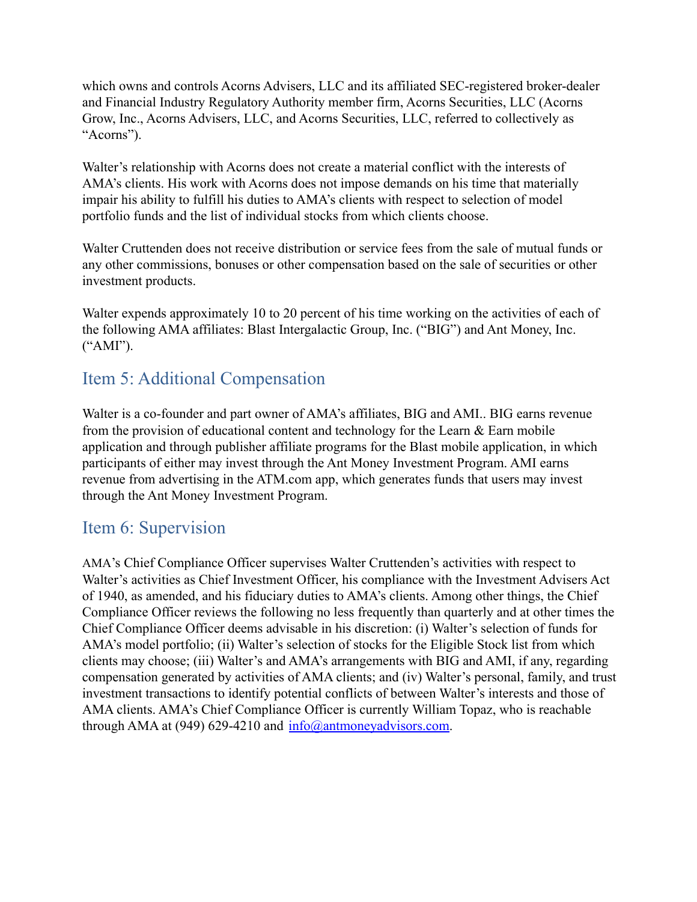which owns and controls Acorns Advisers, LLC and its affiliated SEC-registered broker-dealer and Financial Industry Regulatory Authority member firm, Acorns Securities, LLC (Acorns Grow, Inc., Acorns Advisers, LLC, and Acorns Securities, LLC, referred to collectively as "Acorns").

Walter's relationship with Acorns does not create a material conflict with the interests of AMA's clients. His work with Acorns does not impose demands on his time that materially impair his ability to fulfill his duties to AMA's clients with respect to selection of model portfolio funds and the list of individual stocks from which clients choose.

Walter Cruttenden does not receive distribution or service fees from the sale of mutual funds or any other commissions, bonuses or other compensation based on the sale of securities or other investment products.

Walter expends approximately 10 to 20 percent of his time working on the activities of each of the following AMA affiliates: Blast Intergalactic Group, Inc. ("BIG") and Ant Money, Inc. ("AMI").

## Item 5: Additional Compensation

Walter is a co-founder and part owner of AMA's affiliates, BIG and AMI.. BIG earns revenue from the provision of educational content and technology for the Learn & Earn mobile application and through publisher affiliate programs for the Blast mobile application, in which participants of either may invest through the Ant Money Investment Program. AMI earns revenue from advertising in the ATM.com app, which generates funds that users may invest through the Ant Money Investment Program.

## Item 6: Supervision

AMA's Chief Compliance Officer supervises Walter Cruttenden's activities with respect to Walter's activities as Chief Investment Officer, his compliance with the Investment Advisers Act of 1940, as amended, and his fiduciary duties to AMA's clients. Among other things, the Chief Compliance Officer reviews the following no less frequently than quarterly and at other times the Chief Compliance Officer deems advisable in his discretion: (i) Walter's selection of funds for AMA's model portfolio; (ii) Walter's selection of stocks for the Eligible Stock list from which clients may choose; (iii) Walter's and AMA's arrangements with BIG and AMI, if any, regarding compensation generated by activities of AMA clients; and (iv) Walter's personal, family, and trust investment transactions to identify potential conflicts of between Walter's interests and those of AMA clients. AMA's Chief Compliance Officer is currently William Topaz, who is reachable through AMA at (949) 629-4210 and info@antmoneyadvisors.com.